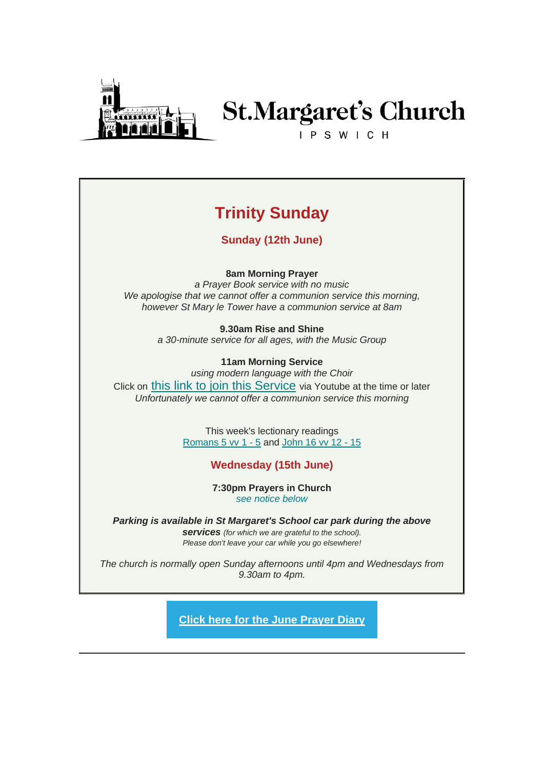# St.Margaret's Church

IPSWICH

## Trinity Sunday

### Sunday (12th June)

**8am Morning Prayer**
*a Prayer Book service with no music*
*We apologise that we cannot offer a communion service this morning, however St Mary le Tower have a communion service at 8am*

**9.30am Rise and Shine**
*a 30-minute service for all ages, with the Music Group*

**11am Morning Service**
*using modern language with the Choir*
Click on this link to join this Service via Youtube at the time or later
*Unfortunately we cannot offer a communion service this morning*

This week's lectionary readings
Romans 5 vv 1 - 5 and John 16 vv 12 - 15

### Wednesday (15th June)

**7:30pm Prayers in Church**
*see notice below*

***Parking is available in St Margaret's School car park during the above services*** *(for which we are grateful to the school).*
*Please don't leave your car while you go elsewhere!*

*The church is normally open Sunday afternoons until 4pm and Wednesdays from 9.30am to 4pm.*

**Click here for the June Prayer Diary**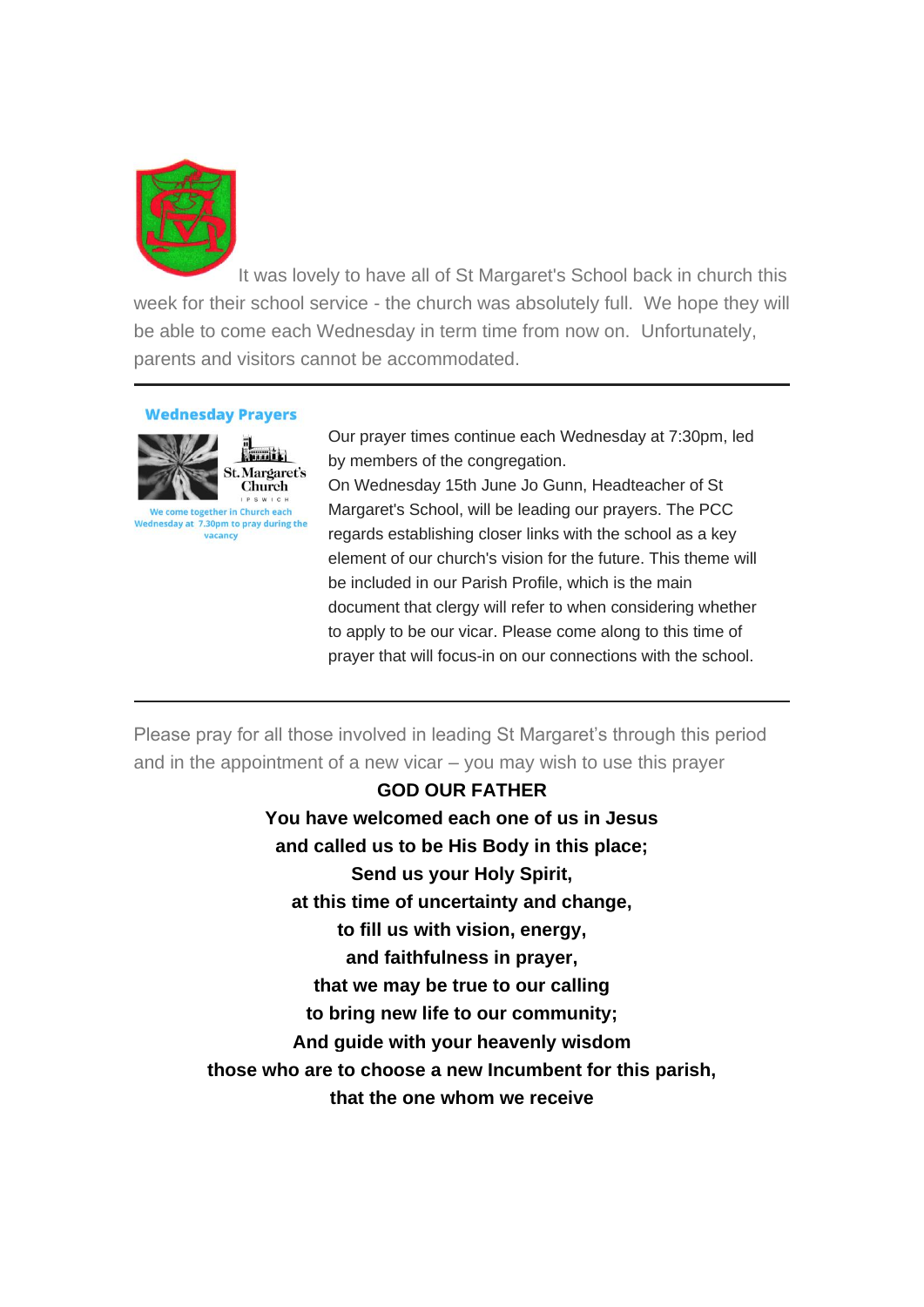It was lovely to have all of St Margaret's School back in church this week for their school service - the church was absolutely full. We hope they will be able to come each Wednesday in term time from now on. Unfortunately, parents and visitors cannot be accommodated.

---

**Wednesday Prayers**

We come together in Church each Wednesday at 7.30pm to pray during the vacancy

Our prayer times continue each Wednesday at 7:30pm, led by members of the congregation.
On Wednesday 15th June Jo Gunn, Headteacher of St Margaret's School, will be leading our prayers. The PCC regards establishing closer links with the school as a key element of our church's vision for the future. This theme will be included in our Parish Profile, which is the main document that clergy will refer to when considering whether to apply to be our vicar. Please come along to this time of prayer that will focus-in on our connections with the school.

---

Please pray for all those involved in leading St Margaret's through this period and in the appointment of a new vicar – you may wish to use this prayer

**GOD OUR FATHER**
**You have welcomed each one of us in Jesus**
**and called us to be His Body in this place;**
**Send us your Holy Spirit,**
**at this time of uncertainty and change,**
**to fill us with vision, energy,**
**and faithfulness in prayer,**
**that we may be true to our calling**
**to bring new life to our community;**
**And guide with your heavenly wisdom**
**those who are to choose a new Incumbent for this parish,**
**that the one whom we receive**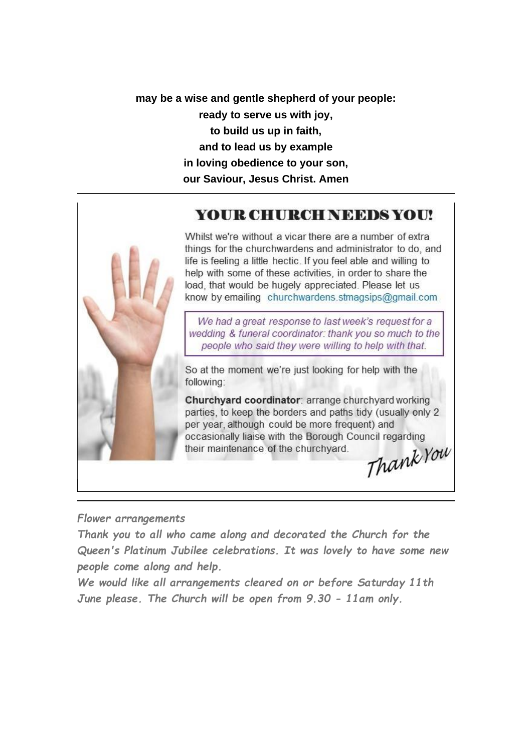**may be a wise and gentle shepherd of your people:**
**ready to serve us with joy,**
**to build us up in faith,**
**and to lead us by example**
**in loving obedience to your son,**
**our Saviour, Jesus Christ. Amen**

---

## YOUR CHURCH NEEDS YOU!

Whilst we're without a vicar there are a number of extra things for the churchwardens and administrator to do, and life is feeling a little hectic. If you feel able and willing to help with some of these activities, in order to share the load, that would be hugely appreciated. Please let us know by emailing churchwardens.stmagsips@gmail.com

*We had a great response to last week's request for a wedding & funeral coordinator: thank you so much to the people who said they were willing to help with that.*

So at the moment we're just looking for help with the following:

**Churchyard coordinator**: arrange churchyard working parties, to keep the borders and paths tidy (usually only 2 per year, although could be more frequent) and occasionally liaise with the Borough Council regarding their maintenance of the churchyard.

*Thank You*

---

*Flower arrangements*

***Thank you to all who came along and decorated the Church for the Queen's Platinum Jubilee celebrations. It was lovely to have some new people come along and help.***

***We would like all arrangements cleared on or before Saturday 11th June please. The Church will be open from 9.30 - 11am only.***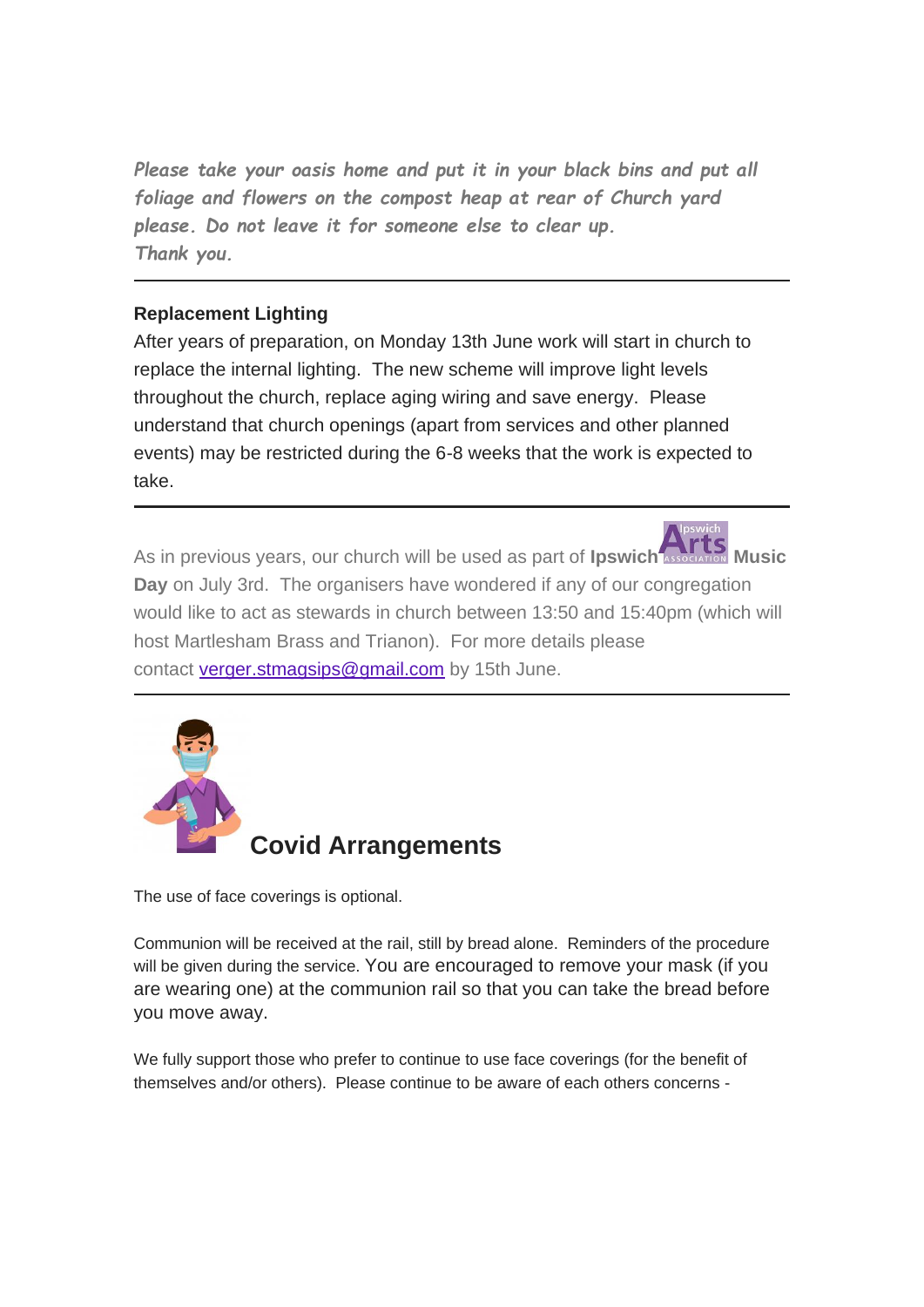*Please take your oasis home and put it in your black bins and put all foliage and flowers on the compost heap at rear of Church yard please. Do not leave it for someone else to clear up.*
*Thank you.*

---

**Replacement Lighting**

After years of preparation, on Monday 13th June work will start in church to replace the internal lighting. The new scheme will improve light levels throughout the church, replace aging wiring and save energy. Please understand that church openings (apart from services and other planned events) may be restricted during the 6-8 weeks that the work is expected to take.

---

As in previous years, our church will be used as part of **Ipswich Arts Music Day** on July 3rd. The organisers have wondered if any of our congregation would like to act as stewards in church between 13:50 and 15:40pm (which will host Martlesham Brass and Trianon). For more details please contact verger.stmagsips@gmail.com by 15th June.

---

## Covid Arrangements

The use of face coverings is optional.

Communion will be received at the rail, still by bread alone. Reminders of the procedure will be given during the service. You are encouraged to remove your mask (if you are wearing one) at the communion rail so that you can take the bread before you move away.

We fully support those who prefer to continue to use face coverings (for the benefit of themselves and/or others). Please continue to be aware of each others concerns -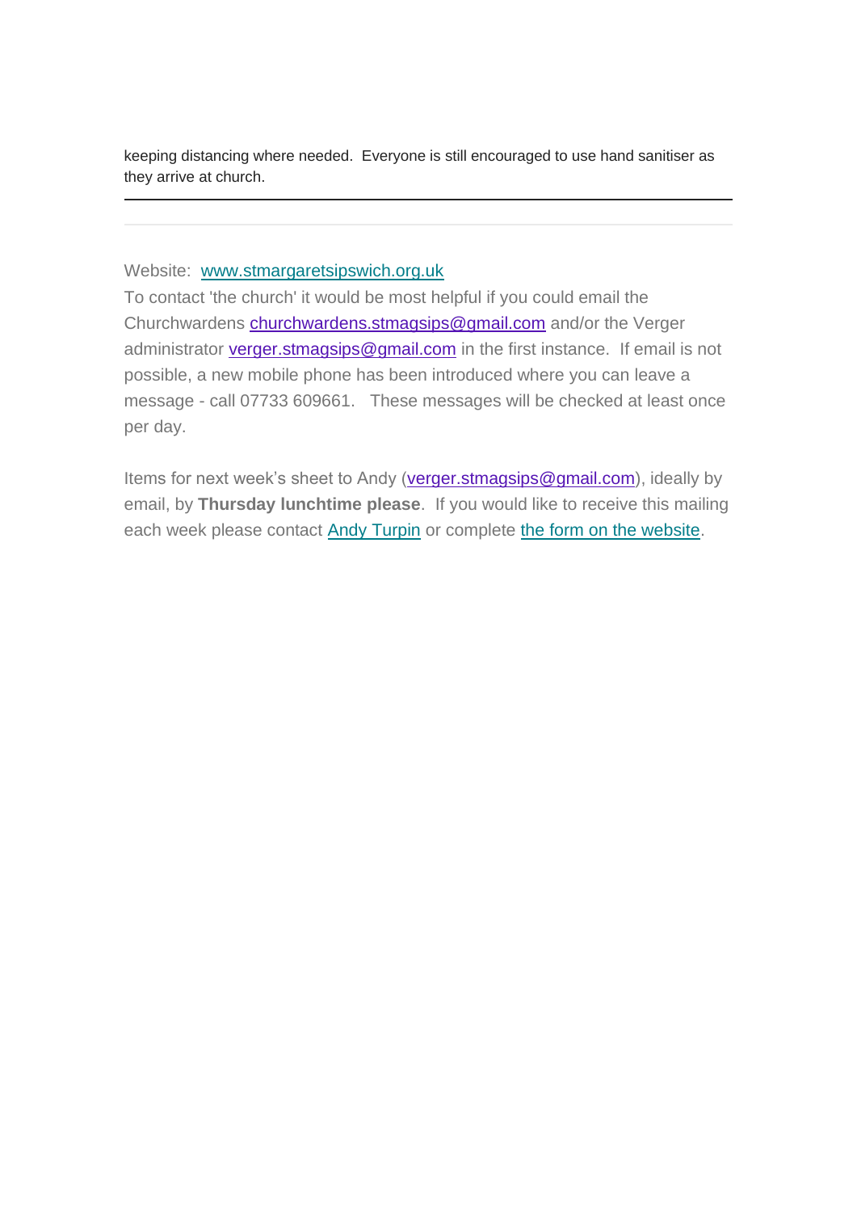keeping distancing where needed. Everyone is still encouraged to use hand sanitiser as they arrive at church.

---

Website: [www.stmargaretsipswich.org.uk](www.stmargaretsipswich.org.uk)
To contact 'the church' it would be most helpful if you could email the Churchwardens churchwardens.stmagsips@gmail.com and/or the Verger administrator verger.stmagsips@gmail.com in the first instance. If email is not possible, a new mobile phone has been introduced where you can leave a message - call 07733 609661. These messages will be checked at least once per day.

Items for next week's sheet to Andy (verger.stmagsips@gmail.com), ideally by email, by **Thursday lunchtime please**. If you would like to receive this mailing each week please contact Andy Turpin or complete the form on the website.